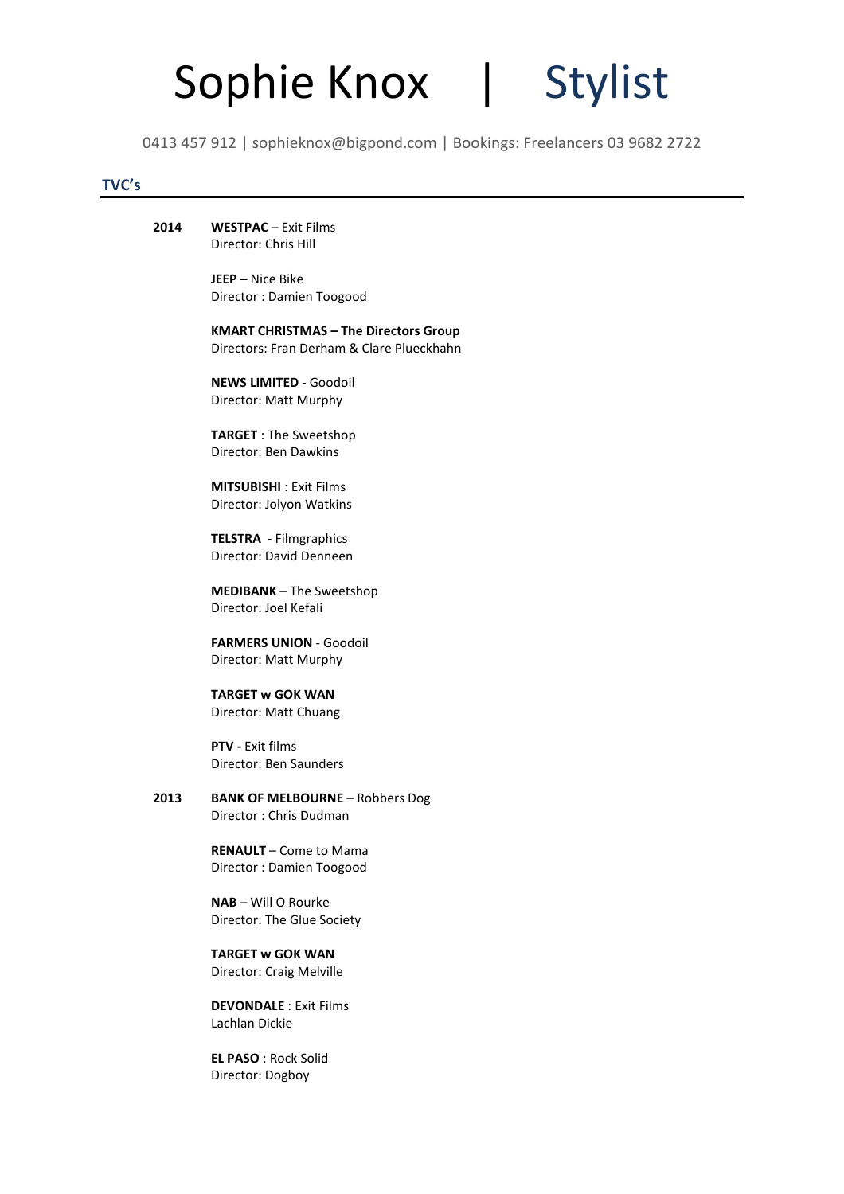# Sophie Knox | Stylist

0413 457 912 | sophieknox@bigpond.com | Bookings: Freelancers 03 9682 2722

## TVC's

**2014**

**WESTPAC** – Exit Films
Director: Chris Hill

**JEEP –** Nice Bike
Director : Damien Toogood

**KMART CHRISTMAS – The Directors Group**
Directors: Fran Derham & Clare Plueckhahn

**NEWS LIMITED** - Goodoil
Director: Matt Murphy

**TARGET** : The Sweetshop
Director: Ben Dawkins

**MITSUBISHI** : Exit Films
Director: Jolyon Watkins

**TELSTRA** - Filmgraphics
Director: David Denneen

**MEDIBANK** – The Sweetshop
Director: Joel Kefali

**FARMERS UNION** - Goodoil
Director: Matt Murphy

**TARGET w GOK WAN**
Director: Matt Chuang

**PTV -** Exit films
Director: Ben Saunders

**2013**

**BANK OF MELBOURNE** – Robbers Dog
Director : Chris Dudman

**RENAULT** – Come to Mama
Director : Damien Toogood

**NAB** – Will O Rourke
Director: The Glue Society

**TARGET w GOK WAN**
Director: Craig Melville

**DEVONDALE** : Exit Films
Lachlan Dickie

**EL PASO** : Rock Solid
Director: Dogboy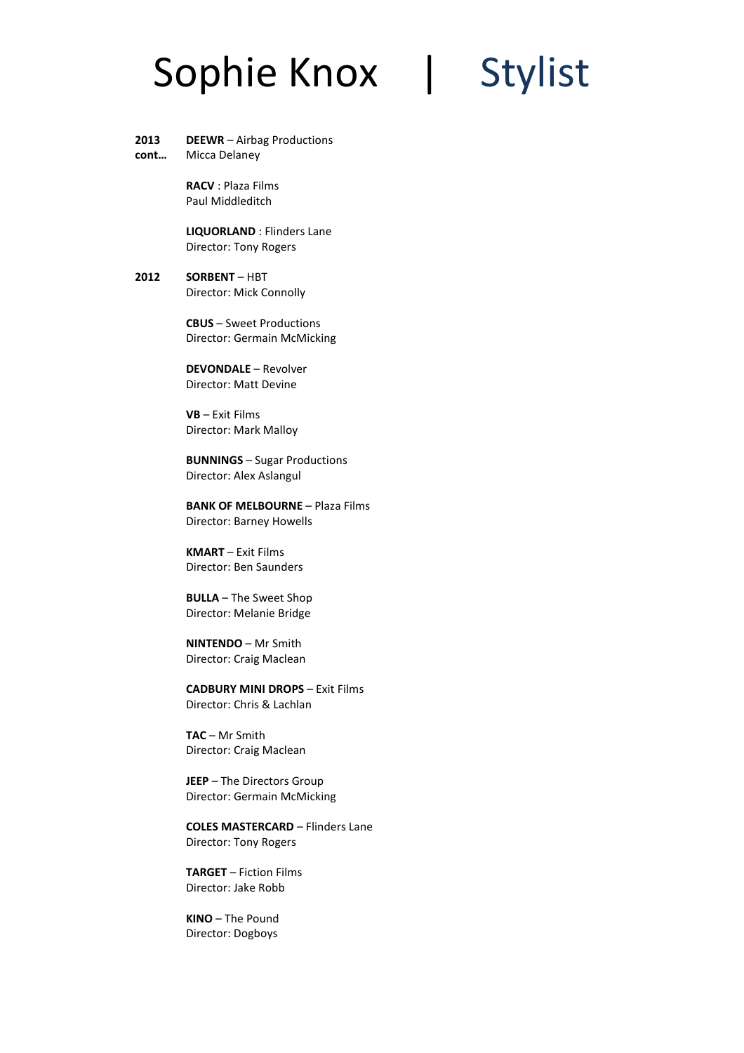# Sophie Knox | Stylist

**2013 cont…**

**DEEWR** – Airbag Productions
Micca Delaney

**RACV** : Plaza Films
Paul Middleditch

**LIQUORLAND** : Flinders Lane
Director: Tony Rogers

**2012**

**SORBENT** – HBT
Director: Mick Connolly

**CBUS** – Sweet Productions
Director: Germain McMicking

**DEVONDALE** – Revolver
Director: Matt Devine

**VB** – Exit Films
Director: Mark Malloy

**BUNNINGS** – Sugar Productions
Director: Alex Aslangul

**BANK OF MELBOURNE** – Plaza Films
Director: Barney Howells

**KMART** – Exit Films
Director: Ben Saunders

**BULLA** – The Sweet Shop
Director: Melanie Bridge

**NINTENDO** – Mr Smith
Director: Craig Maclean

**CADBURY MINI DROPS** – Exit Films
Director: Chris & Lachlan

**TAC** – Mr Smith
Director: Craig Maclean

**JEEP** – The Directors Group
Director: Germain McMicking

**COLES MASTERCARD** – Flinders Lane
Director: Tony Rogers

**TARGET** – Fiction Films
Director: Jake Robb

**KINO** – The Pound
Director: Dogboys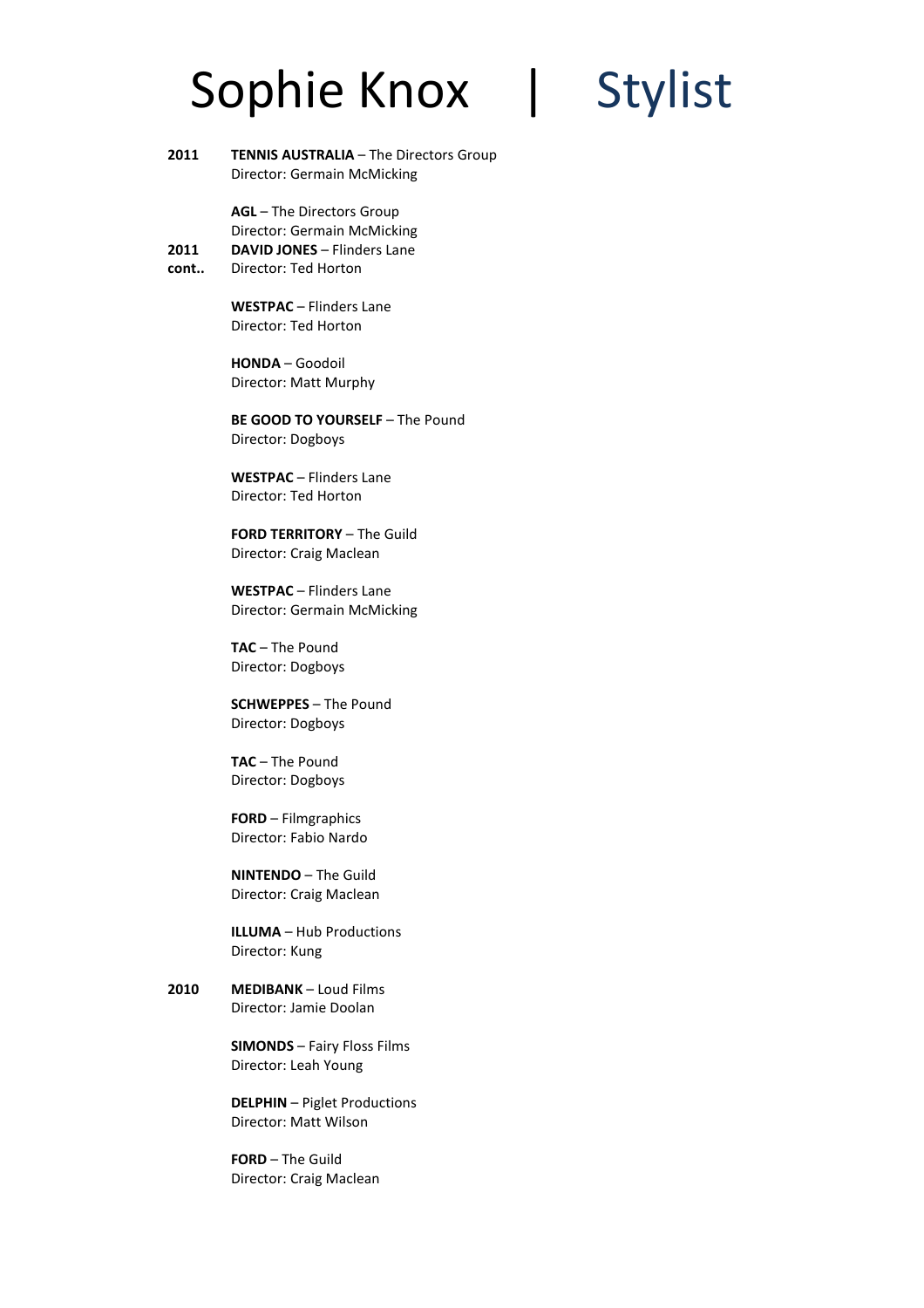# Sophie Knox | Stylist

**2011**

**TENNIS AUSTRALIA** – The Directors Group
Director: Germain McMicking

**AGL** – The Directors Group
Director: Germain McMicking

**2011 cont..**

**DAVID JONES** – Flinders Lane
Director: Ted Horton

**WESTPAC** – Flinders Lane
Director: Ted Horton

**HONDA** – Goodoil
Director: Matt Murphy

**BE GOOD TO YOURSELF** – The Pound
Director: Dogboys

**WESTPAC** – Flinders Lane
Director: Ted Horton

**FORD TERRITORY** – The Guild
Director: Craig Maclean

**WESTPAC** – Flinders Lane
Director: Germain McMicking

**TAC** – The Pound
Director: Dogboys

**SCHWEPPES** – The Pound
Director: Dogboys

**TAC** – The Pound
Director: Dogboys

**FORD** – Filmgraphics
Director: Fabio Nardo

**NINTENDO** – The Guild
Director: Craig Maclean

**ILLUMA** – Hub Productions
Director: Kung

**2010**

**MEDIBANK** – Loud Films
Director: Jamie Doolan

**SIMONDS** – Fairy Floss Films
Director: Leah Young

**DELPHIN** – Piglet Productions
Director: Matt Wilson

**FORD** – The Guild
Director: Craig Maclean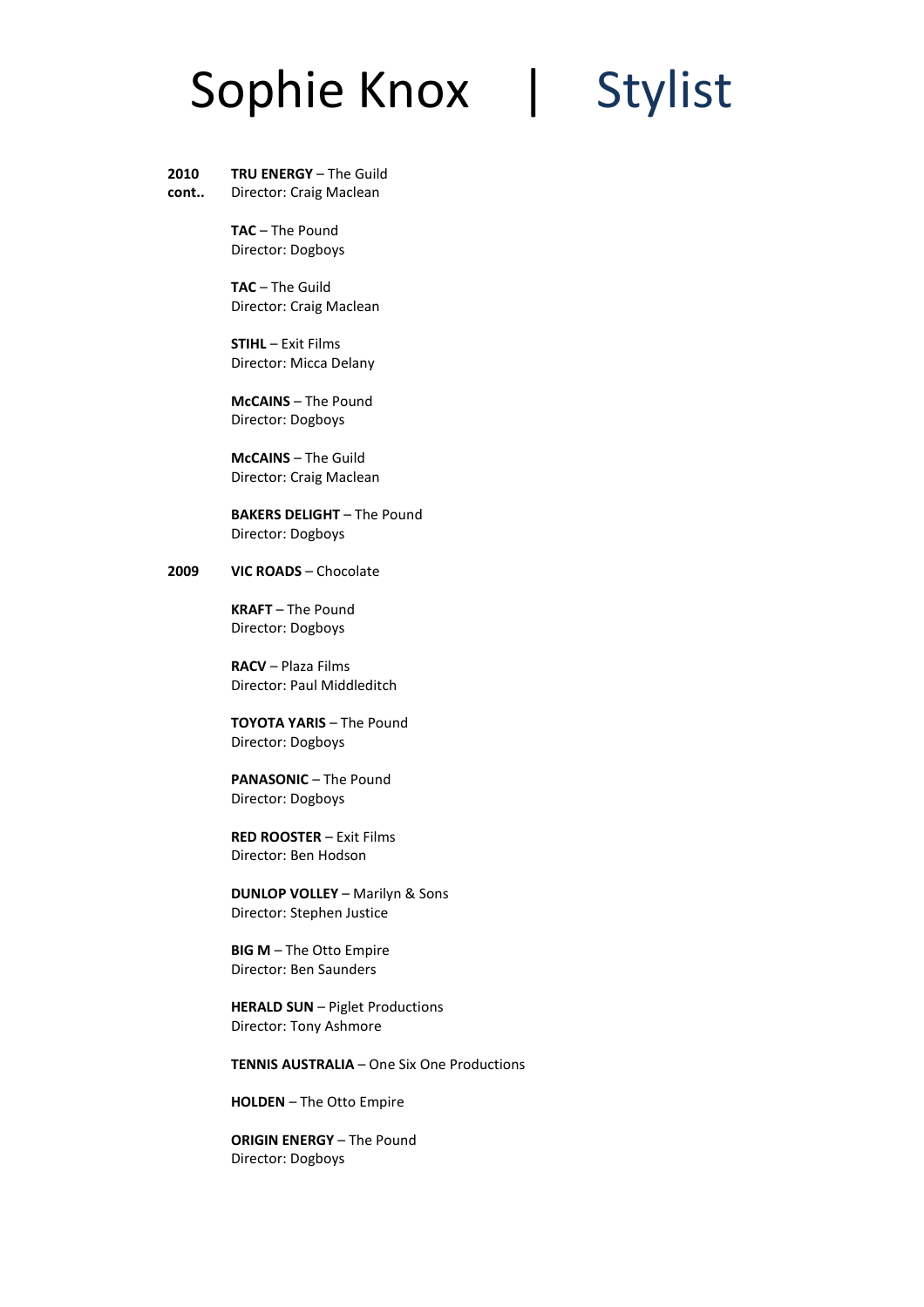# Sophie Knox | Stylist

**2010 cont..**

**TRU ENERGY** – The Guild
Director: Craig Maclean

**TAC** – The Pound
Director: Dogboys

**TAC** – The Guild
Director: Craig Maclean

**STIHL** – Exit Films
Director: Micca Delany

**McCAINS** – The Pound
Director: Dogboys

**McCAINS** – The Guild
Director: Craig Maclean

**BAKERS DELIGHT** – The Pound
Director: Dogboys

**2009**

**VIC ROADS** – Chocolate

**KRAFT** – The Pound
Director: Dogboys

**RACV** – Plaza Films
Director: Paul Middleditch

**TOYOTA YARIS** – The Pound
Director: Dogboys

**PANASONIC** – The Pound
Director: Dogboys

**RED ROOSTER** – Exit Films
Director: Ben Hodson

**DUNLOP VOLLEY** – Marilyn & Sons
Director: Stephen Justice

**BIG M** – The Otto Empire
Director: Ben Saunders

**HERALD SUN** – Piglet Productions
Director: Tony Ashmore

**TENNIS AUSTRALIA** – One Six One Productions

**HOLDEN** – The Otto Empire

**ORIGIN ENERGY** – The Pound
Director: Dogboys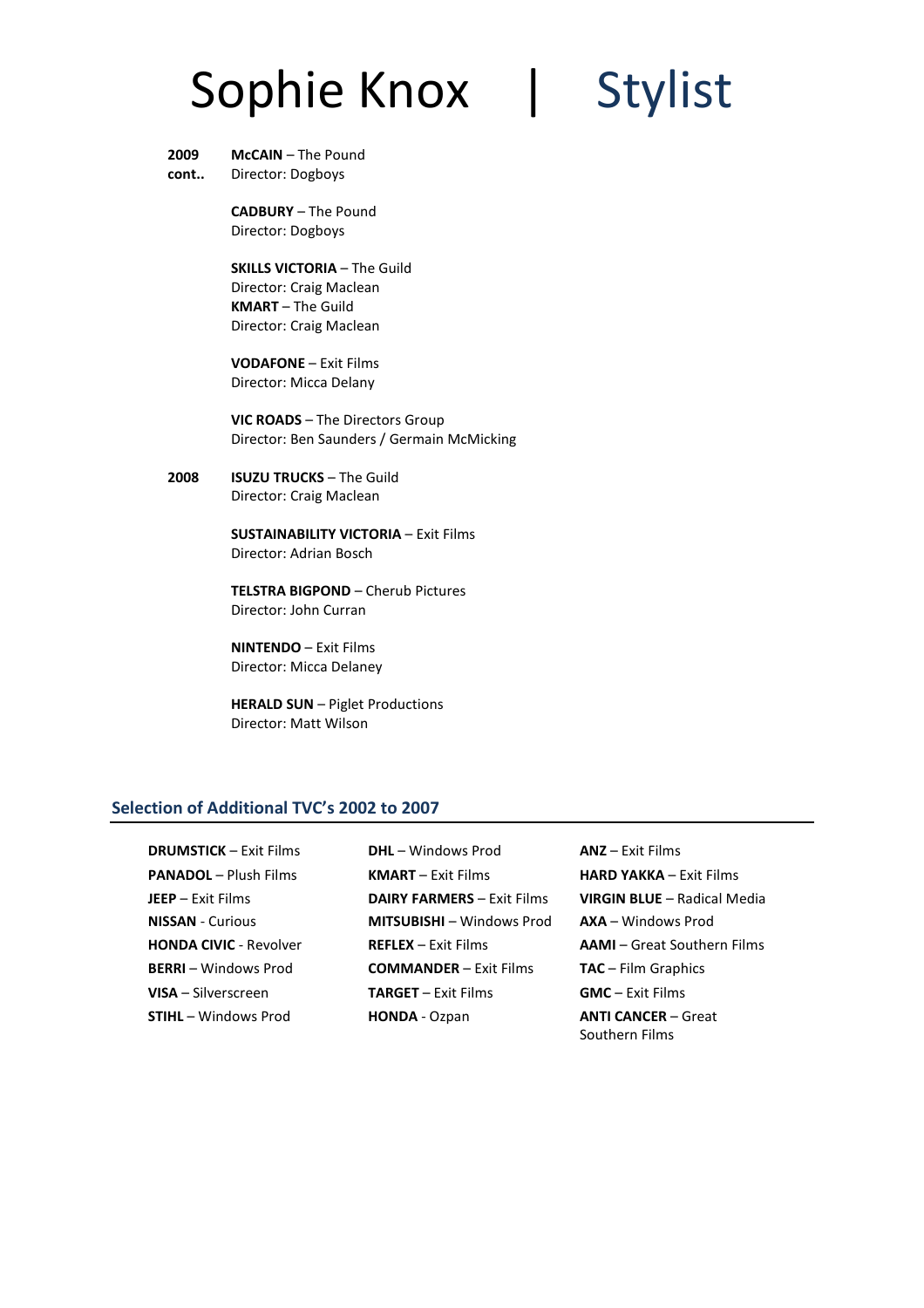# Sophie Knox | Stylist

**2009 cont..**

**McCAIN** – The Pound
Director: Dogboys

**CADBURY** – The Pound
Director: Dogboys

**SKILLS VICTORIA** – The Guild
Director: Craig Maclean
**KMART** – The Guild
Director: Craig Maclean

**VODAFONE** – Exit Films
Director: Micca Delany

**VIC ROADS** – The Directors Group
Director: Ben Saunders / Germain McMicking

**2008**

**ISUZU TRUCKS** – The Guild
Director: Craig Maclean

**SUSTAINABILITY VICTORIA** – Exit Films
Director: Adrian Bosch

**TELSTRA BIGPOND** – Cherub Pictures
Director: John Curran

**NINTENDO** – Exit Films
Director: Micca Delaney

**HERALD SUN** – Piglet Productions
Director: Matt Wilson

## Selection of Additional TVC's 2002 to 2007

**DRUMSTICK** – Exit Films
**PANADOL** – Plush Films
**JEEP** – Exit Films
**NISSAN** - Curious
**HONDA CIVIC** - Revolver
**BERRI** – Windows Prod
**VISA** – Silverscreen
**STIHL** – Windows Prod

**DHL** – Windows Prod
**KMART** – Exit Films
**DAIRY FARMERS** – Exit Films
**MITSUBISHI** – Windows Prod
**REFLEX** – Exit Films
**COMMANDER** – Exit Films
**TARGET** – Exit Films
**HONDA** - Ozpan

**ANZ** – Exit Films
**HARD YAKKA** – Exit Films
**VIRGIN BLUE** – Radical Media
**AXA** – Windows Prod
**AAMI** – Great Southern Films
**TAC** – Film Graphics
**GMC** – Exit Films
**ANTI CANCER** – Great Southern Films